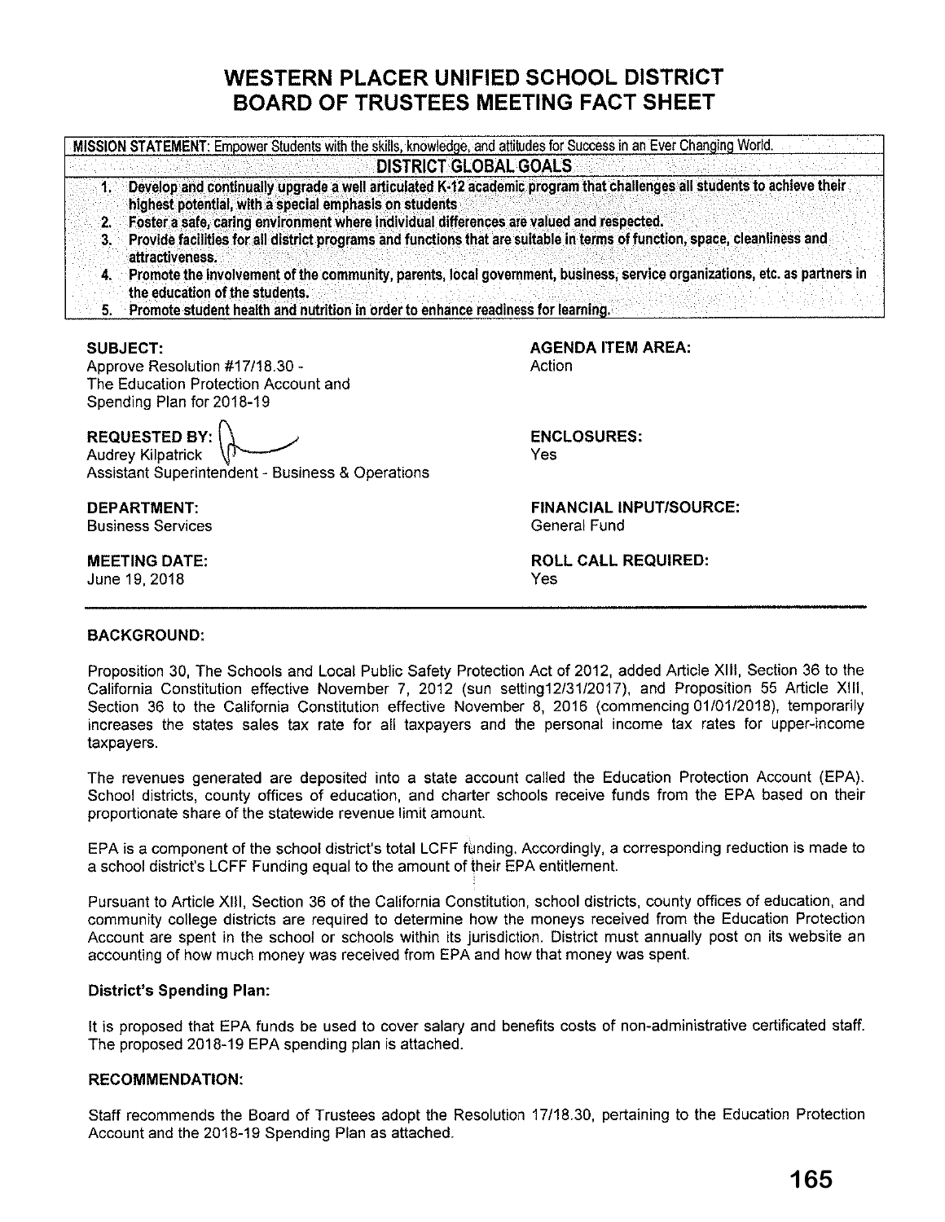# WESTERN PLACER UNIFIED SCHOOL DISTRICT
# BOARD OF TRUSTEES MEETING FACT SHEET

**MISSION STATEMENT:** Empower Students with the skills, knowledge, and attitudes for Success in an Ever Changing World.

**DISTRICT GLOBAL GOALS**

1. **Develop and continually upgrade a well articulated K-12 academic program that challenges all students to achieve their highest potential, with a special emphasis on students**
2. **Foster a safe, caring environment where individual differences are valued and respected.**
3. **Provide facilities for all district programs and functions that are suitable in terms of function, space, cleanliness and attractiveness.**
4. **Promote the involvement of the community, parents, local government, business, service organizations, etc. as partners in the education of the students.**
5. **Promote student health and nutrition in order to enhance readiness for learning.**

**SUBJECT:**
Approve Resolution #17/18.30 - The Education Protection Account and Spending Plan for 2018-19

**AGENDA ITEM AREA:**
Action

**REQUESTED BY:**
Audrey Kilpatrick
Assistant Superintendent - Business & Operations

**ENCLOSURES:**
Yes

**DEPARTMENT:**
Business Services

**FINANCIAL INPUT/SOURCE:**
General Fund

**MEETING DATE:**
June 19, 2018

**ROLL CALL REQUIRED:**
Yes

---

**BACKGROUND:**

Proposition 30, The Schools and Local Public Safety Protection Act of 2012, added Article XIII, Section 36 to the California Constitution effective November 7, 2012 (sun setting12/31/2017), and Proposition 55 Article XIII, Section 36 to the California Constitution effective November 8, 2016 (commencing 01/01/2018), temporarily increases the states sales tax rate for all taxpayers and the personal income tax rates for upper-income taxpayers.

The revenues generated are deposited into a state account called the Education Protection Account (EPA). School districts, county offices of education, and charter schools receive funds from the EPA based on their proportionate share of the statewide revenue limit amount.

EPA is a component of the school district's total LCFF funding. Accordingly, a corresponding reduction is made to a school district's LCFF Funding equal to the amount of their EPA entitlement.

Pursuant to Article XIII, Section 36 of the California Constitution, school districts, county offices of education, and community college districts are required to determine how the moneys received from the Education Protection Account are spent in the school or schools within its jurisdiction. District must annually post on its website an accounting of how much money was received from EPA and how that money was spent.

**District's Spending Plan:**

It is proposed that EPA funds be used to cover salary and benefits costs of non-administrative certificated staff. The proposed 2018-19 EPA spending plan is attached.

**RECOMMENDATION:**

Staff recommends the Board of Trustees adopt the Resolution 17/18.30, pertaining to the Education Protection Account and the 2018-19 Spending Plan as attached.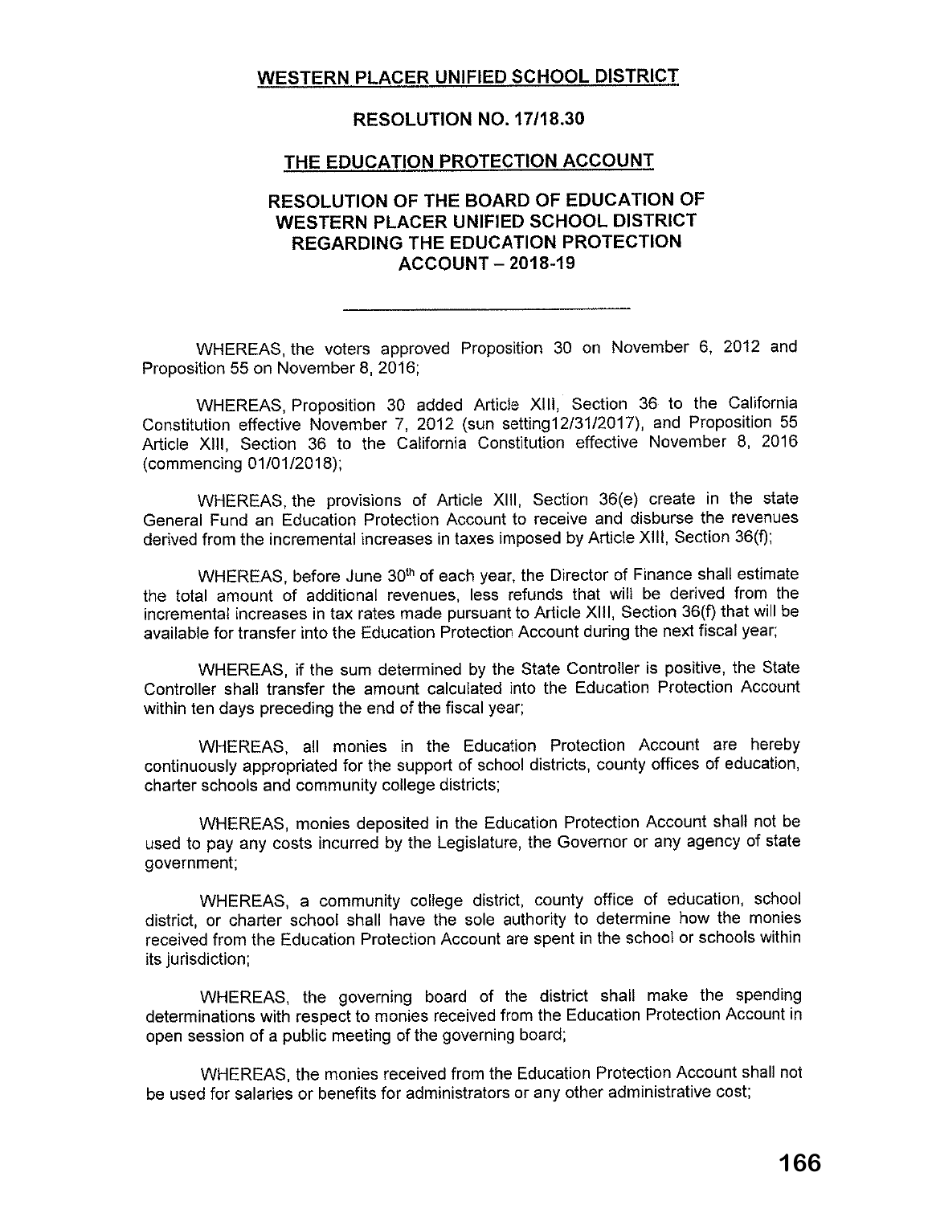**WESTERN PLACER UNIFIED SCHOOL DISTRICT**

**RESOLUTION NO. 17/18.30**

**THE EDUCATION PROTECTION ACCOUNT**

**RESOLUTION OF THE BOARD OF EDUCATION OF WESTERN PLACER UNIFIED SCHOOL DISTRICT REGARDING THE EDUCATION PROTECTION ACCOUNT – 2018-19**

---

WHEREAS, the voters approved Proposition 30 on November 6, 2012 and Proposition 55 on November 8, 2016;

WHEREAS, Proposition 30 added Article XIII, Section 36 to the California Constitution effective November 7, 2012 (sun setting12/31/2017), and Proposition 55 Article XIII, Section 36 to the California Constitution effective November 8, 2016 (commencing 01/01/2018);

WHEREAS, the provisions of Article XIII, Section 36(e) create in the state General Fund an Education Protection Account to receive and disburse the revenues derived from the incremental increases in taxes imposed by Article XIII, Section 36(f);

WHEREAS, before June 30th of each year, the Director of Finance shall estimate the total amount of additional revenues, less refunds that will be derived from the incremental increases in tax rates made pursuant to Article XIII, Section 36(f) that will be available for transfer into the Education Protection Account during the next fiscal year;

WHEREAS, if the sum determined by the State Controller is positive, the State Controller shall transfer the amount calculated into the Education Protection Account within ten days preceding the end of the fiscal year;

WHEREAS, all monies in the Education Protection Account are hereby continuously appropriated for the support of school districts, county offices of education, charter schools and community college districts;

WHEREAS, monies deposited in the Education Protection Account shall not be used to pay any costs incurred by the Legislature, the Governor or any agency of state government;

WHEREAS, a community college district, county office of education, school district, or charter school shall have the sole authority to determine how the monies received from the Education Protection Account are spent in the school or schools within its jurisdiction;

WHEREAS, the governing board of the district shall make the spending determinations with respect to monies received from the Education Protection Account in open session of a public meeting of the governing board;

WHEREAS, the monies received from the Education Protection Account shall not be used for salaries or benefits for administrators or any other administrative cost;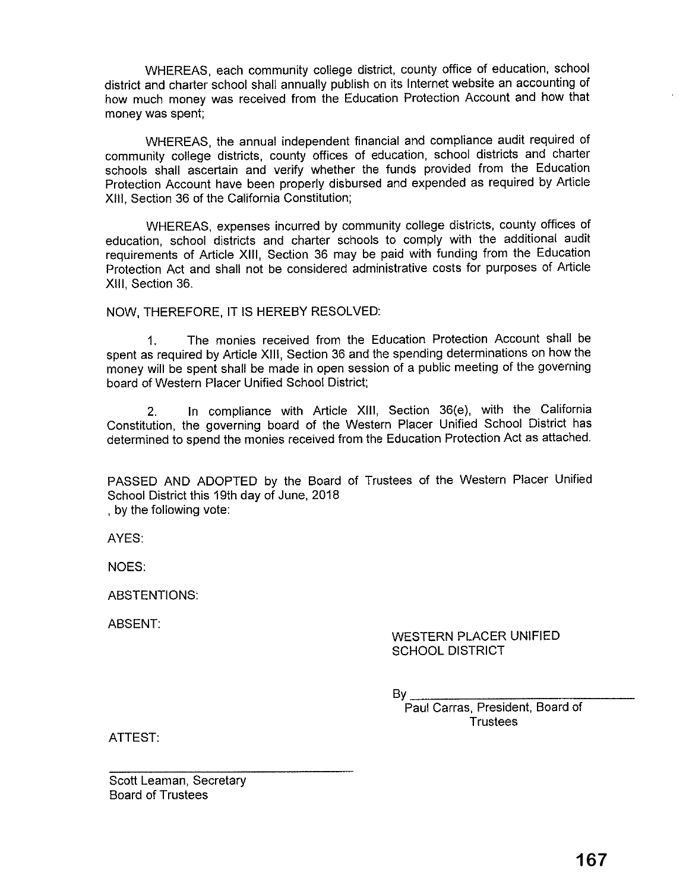WHEREAS, each community college district, county office of education, school district and charter school shall annually publish on its Internet website an accounting of how much money was received from the Education Protection Account and how that money was spent;

WHEREAS, the annual independent financial and compliance audit required of community college districts, county offices of education, school districts and charter schools shall ascertain and verify whether the funds provided from the Education Protection Account have been properly disbursed and expended as required by Article XIII, Section 36 of the California Constitution;

WHEREAS, expenses incurred by community college districts, county offices of education, school districts and charter schools to comply with the additional audit requirements of Article XIII, Section 36 may be paid with funding from the Education Protection Act and shall not be considered administrative costs for purposes of Article XIII, Section 36.

NOW, THEREFORE, IT IS HEREBY RESOLVED:

1. The monies received from the Education Protection Account shall be spent as required by Article XIII, Section 36 and the spending determinations on how the money will be spent shall be made in open session of a public meeting of the governing board of Western Placer Unified School District;

2. In compliance with Article XIII, Section 36(e), with the California Constitution, the governing board of the Western Placer Unified School District has determined to spend the monies received from the Education Protection Act as attached.

PASSED AND ADOPTED by the Board of Trustees of the Western Placer Unified School District this 19th day of June, 2018
, by the following vote:

AYES:

NOES:

ABSTENTIONS:

ABSENT:

WESTERN PLACER UNIFIED SCHOOL DISTRICT

By ________________________________
Paul Carras, President, Board of Trustees

ATTEST:

________________________________
Scott Leaman, Secretary
Board of Trustees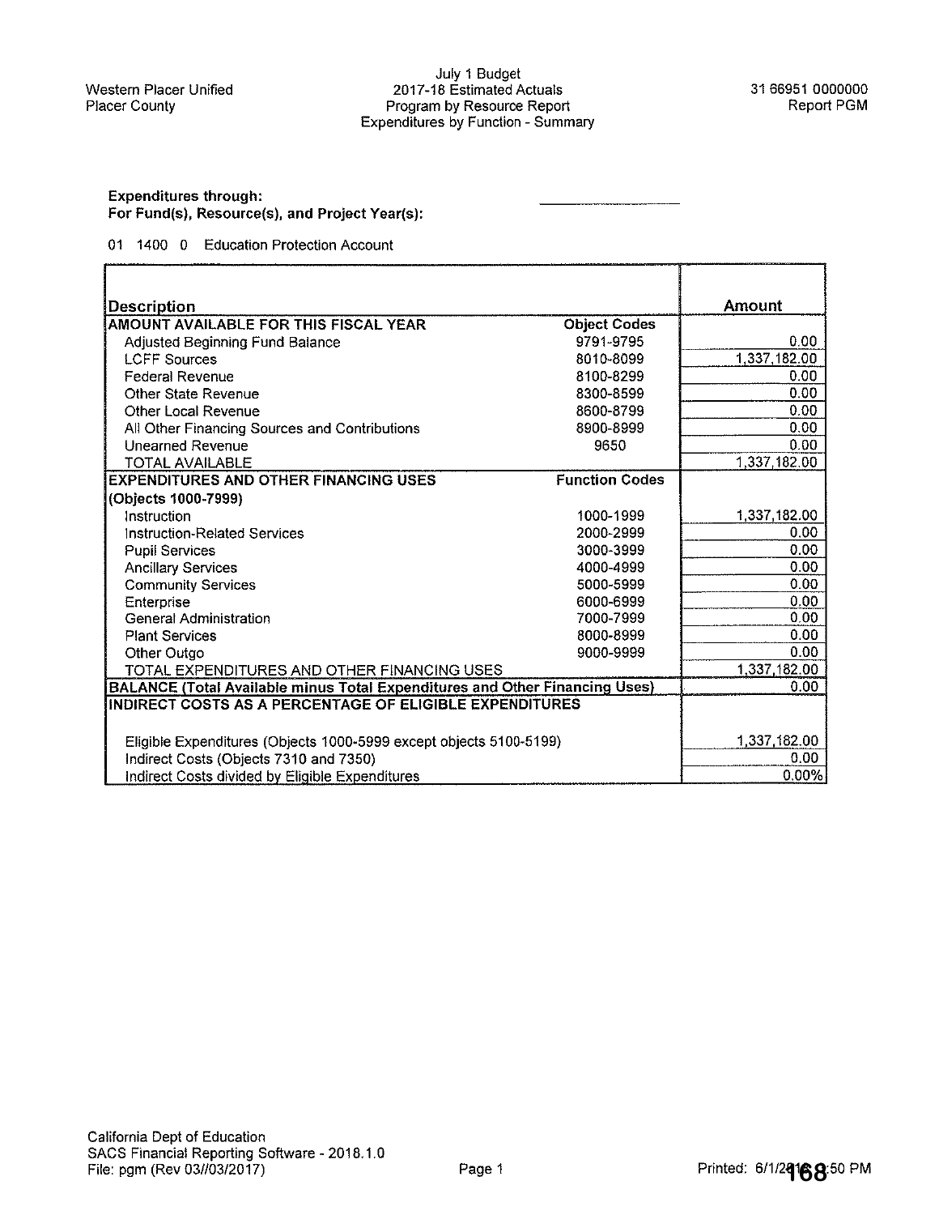Western Placer Unified
Placer County

July 1 Budget
2017-18 Estimated Actuals
Program by Resource Report
Expenditures by Function - Summary

31 66951 0000000
Report PGM

**Expenditures through:** ______________
**For Fund(s), Resource(s), and Project Year(s):**

01 1400 0 Education Protection Account

| Description | | Amount |
|---|---|---|
| **AMOUNT AVAILABLE FOR THIS FISCAL YEAR** | **Object Codes** | |
| Adjusted Beginning Fund Balance | 9791-9795 | 0.00 |
| LCFF Sources | 8010-8099 | 1,337,182.00 |
| Federal Revenue | 8100-8299 | 0.00 |
| Other State Revenue | 8300-8599 | 0.00 |
| Other Local Revenue | 8600-8799 | 0.00 |
| All Other Financing Sources and Contributions | 8900-8999 | 0.00 |
| Unearned Revenue | 9650 | 0.00 |
| TOTAL AVAILABLE | | 1,337,182.00 |
| **EXPENDITURES AND OTHER FINANCING USES** | **Function Codes** | |
| **(Objects 1000-7999)** | | |
| Instruction | 1000-1999 | 1,337,182.00 |
| Instruction-Related Services | 2000-2999 | 0.00 |
| Pupil Services | 3000-3999 | 0.00 |
| Ancillary Services | 4000-4999 | 0.00 |
| Community Services | 5000-5999 | 0.00 |
| Enterprise | 6000-6999 | 0.00 |
| General Administration | 7000-7999 | 0.00 |
| Plant Services | 8000-8999 | 0.00 |
| Other Outgo | 9000-9999 | 0.00 |
| TOTAL EXPENDITURES AND OTHER FINANCING USES | | 1,337,182.00 |
| **BALANCE (Total Available minus Total Expenditures and Other Financing Uses)** | | 0.00 |
| **INDIRECT COSTS AS A PERCENTAGE OF ELIGIBLE EXPENDITURES** | | |
| Eligible Expenditures (Objects 1000-5999 except objects 5100-5199) | | 1,337,182.00 |
| Indirect Costs (Objects 7310 and 7350) | | 0.00 |
| Indirect Costs divided by Eligible Expenditures | | 0.00% |

California Dept of Education
SACS Financial Reporting Software - 2018.1.0
File: pgm (Rev 03//03/2017)